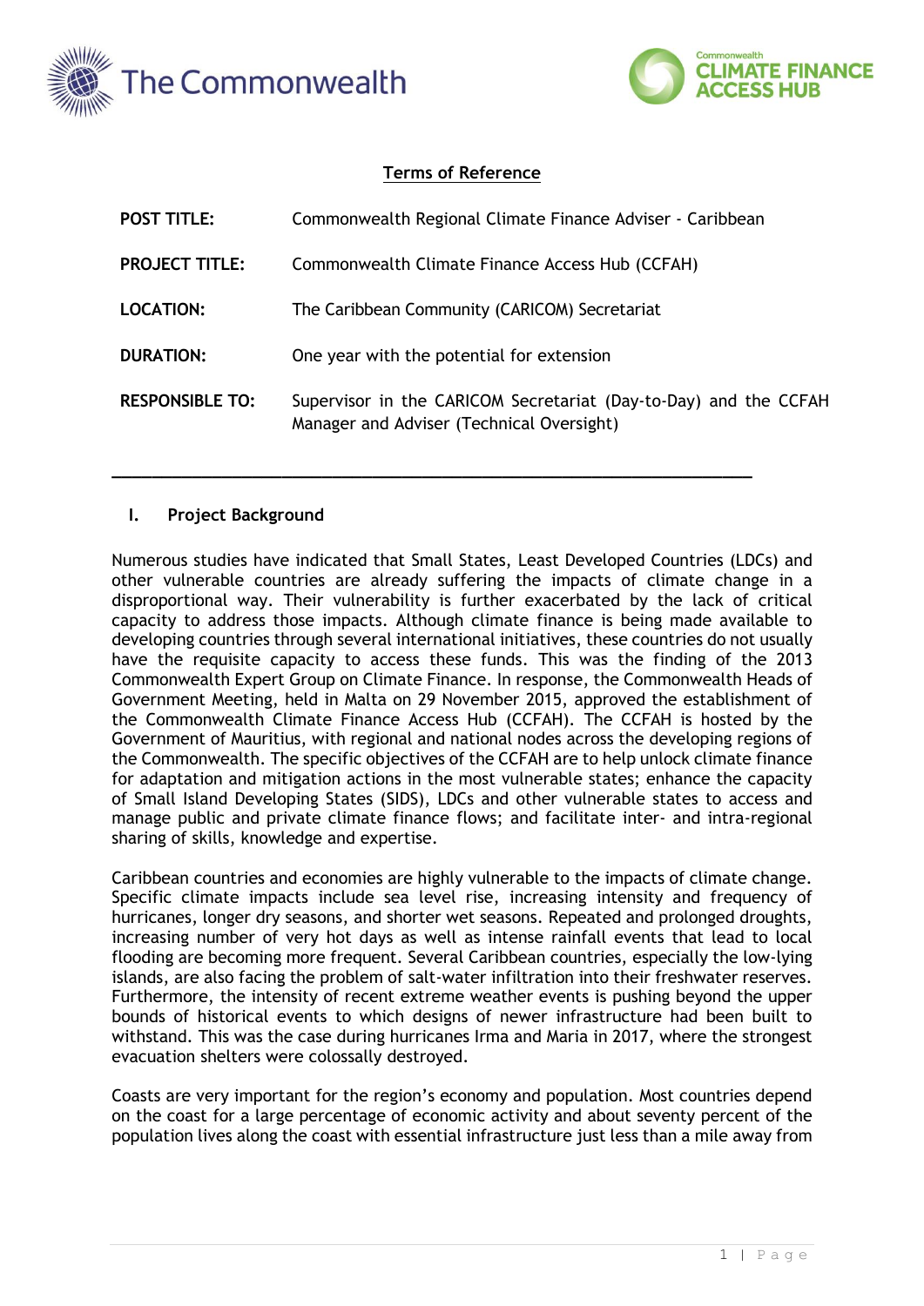## Terms of Reference

| | |
|---|---|
| **POST TITLE:** | Commonwealth Regional Climate Finance Adviser - Caribbean |
| **PROJECT TITLE:** | Commonwealth Climate Finance Access Hub (CCFAH) |
| **LOCATION:** | The Caribbean Community (CARICOM) Secretariat |
| **DURATION:** | One year with the potential for extension |
| **RESPONSIBLE TO:** | Supervisor in the CARICOM Secretariat (Day-to-Day) and the CCFAH Manager and Adviser (Technical Oversight) |

---

### I. Project Background

Numerous studies have indicated that Small States, Least Developed Countries (LDCs) and other vulnerable countries are already suffering the impacts of climate change in a disproportional way. Their vulnerability is further exacerbated by the lack of critical capacity to address those impacts. Although climate finance is being made available to developing countries through several international initiatives, these countries do not usually have the requisite capacity to access these funds. This was the finding of the 2013 Commonwealth Expert Group on Climate Finance. In response, the Commonwealth Heads of Government Meeting, held in Malta on 29 November 2015, approved the establishment of the Commonwealth Climate Finance Access Hub (CCFAH). The CCFAH is hosted by the Government of Mauritius, with regional and national nodes across the developing regions of the Commonwealth. The specific objectives of the CCFAH are to help unlock climate finance for adaptation and mitigation actions in the most vulnerable states; enhance the capacity of Small Island Developing States (SIDS), LDCs and other vulnerable states to access and manage public and private climate finance flows; and facilitate inter- and intra-regional sharing of skills, knowledge and expertise.

Caribbean countries and economies are highly vulnerable to the impacts of climate change. Specific climate impacts include sea level rise, increasing intensity and frequency of hurricanes, longer dry seasons, and shorter wet seasons. Repeated and prolonged droughts, increasing number of very hot days as well as intense rainfall events that lead to local flooding are becoming more frequent. Several Caribbean countries, especially the low-lying islands, are also facing the problem of salt-water infiltration into their freshwater reserves. Furthermore, the intensity of recent extreme weather events is pushing beyond the upper bounds of historical events to which designs of newer infrastructure had been built to withstand. This was the case during hurricanes Irma and Maria in 2017, where the strongest evacuation shelters were colossally destroyed.

Coasts are very important for the region's economy and population. Most countries depend on the coast for a large percentage of economic activity and about seventy percent of the population lives along the coast with essential infrastructure just less than a mile away from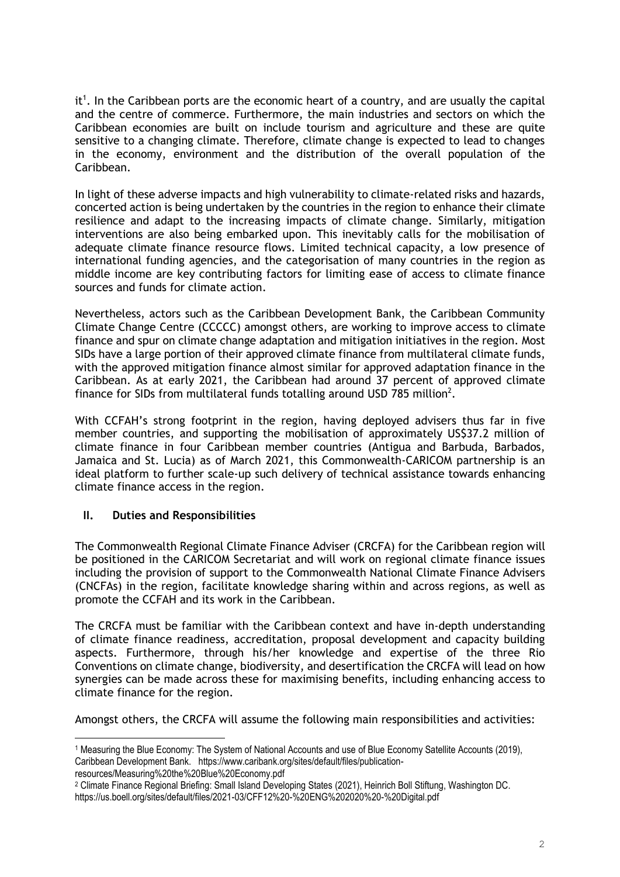it[1]. In the Caribbean ports are the economic heart of a country, and are usually the capital and the centre of commerce. Furthermore, the main industries and sectors on which the Caribbean economies are built on include tourism and agriculture and these are quite sensitive to a changing climate. Therefore, climate change is expected to lead to changes in the economy, environment and the distribution of the overall population of the Caribbean.

In light of these adverse impacts and high vulnerability to climate-related risks and hazards, concerted action is being undertaken by the countries in the region to enhance their climate resilience and adapt to the increasing impacts of climate change. Similarly, mitigation interventions are also being embarked upon. This inevitably calls for the mobilisation of adequate climate finance resource flows. Limited technical capacity, a low presence of international funding agencies, and the categorisation of many countries in the region as middle income are key contributing factors for limiting ease of access to climate finance sources and funds for climate action.

Nevertheless, actors such as the Caribbean Development Bank, the Caribbean Community Climate Change Centre (CCCCC) amongst others, are working to improve access to climate finance and spur on climate change adaptation and mitigation initiatives in the region. Most SIDs have a large portion of their approved climate finance from multilateral climate funds, with the approved mitigation finance almost similar for approved adaptation finance in the Caribbean. As at early 2021, the Caribbean had around 37 percent of approved climate finance for SIDs from multilateral funds totalling around USD 785 million[2].

With CCFAH's strong footprint in the region, having deployed advisers thus far in five member countries, and supporting the mobilisation of approximately US$37.2 million of climate finance in four Caribbean member countries (Antigua and Barbuda, Barbados, Jamaica and St. Lucia) as of March 2021, this Commonwealth-CARICOM partnership is an ideal platform to further scale-up such delivery of technical assistance towards enhancing climate finance access in the region.

## II. Duties and Responsibilities

The Commonwealth Regional Climate Finance Adviser (CRCFA) for the Caribbean region will be positioned in the CARICOM Secretariat and will work on regional climate finance issues including the provision of support to the Commonwealth National Climate Finance Advisers (CNCFAs) in the region, facilitate knowledge sharing within and across regions, as well as promote the CCFAH and its work in the Caribbean.

The CRCFA must be familiar with the Caribbean context and have in-depth understanding of climate finance readiness, accreditation, proposal development and capacity building aspects. Furthermore, through his/her knowledge and expertise of the three Rio Conventions on climate change, biodiversity, and desertification the CRCFA will lead on how synergies can be made across these for maximising benefits, including enhancing access to climate finance for the region.

Amongst others, the CRCFA will assume the following main responsibilities and activities:

---

[1] Measuring the Blue Economy: The System of National Accounts and use of Blue Economy Satellite Accounts (2019), Caribbean Development Bank. https://www.caribank.org/sites/default/files/publication-resources/Measuring%20the%20Blue%20Economy.pdf

[2] Climate Finance Regional Briefing: Small Island Developing States (2021), Heinrich Boll Stiftung, Washington DC. https://us.boell.org/sites/default/files/2021-03/CFF12%20-%20ENG%202020%20-%20Digital.pdf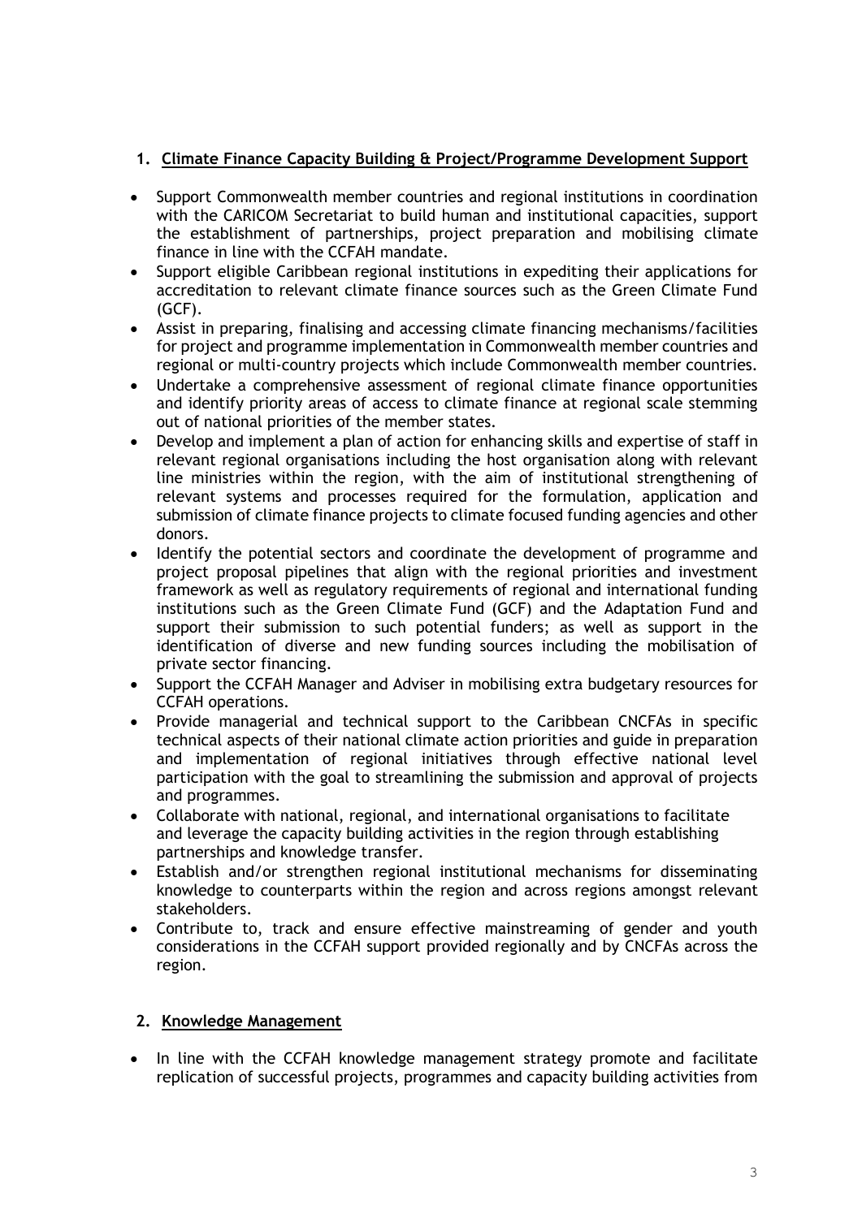## 1. Climate Finance Capacity Building & Project/Programme Development Support

- Support Commonwealth member countries and regional institutions in coordination with the CARICOM Secretariat to build human and institutional capacities, support the establishment of partnerships, project preparation and mobilising climate finance in line with the CCFAH mandate.
- Support eligible Caribbean regional institutions in expediting their applications for accreditation to relevant climate finance sources such as the Green Climate Fund (GCF).
- Assist in preparing, finalising and accessing climate financing mechanisms/facilities for project and programme implementation in Commonwealth member countries and regional or multi-country projects which include Commonwealth member countries.
- Undertake a comprehensive assessment of regional climate finance opportunities and identify priority areas of access to climate finance at regional scale stemming out of national priorities of the member states.
- Develop and implement a plan of action for enhancing skills and expertise of staff in relevant regional organisations including the host organisation along with relevant line ministries within the region, with the aim of institutional strengthening of relevant systems and processes required for the formulation, application and submission of climate finance projects to climate focused funding agencies and other donors.
- Identify the potential sectors and coordinate the development of programme and project proposal pipelines that align with the regional priorities and investment framework as well as regulatory requirements of regional and international funding institutions such as the Green Climate Fund (GCF) and the Adaptation Fund and support their submission to such potential funders; as well as support in the identification of diverse and new funding sources including the mobilisation of private sector financing.
- Support the CCFAH Manager and Adviser in mobilising extra budgetary resources for CCFAH operations.
- Provide managerial and technical support to the Caribbean CNCFAs in specific technical aspects of their national climate action priorities and guide in preparation and implementation of regional initiatives through effective national level participation with the goal to streamlining the submission and approval of projects and programmes.
- Collaborate with national, regional, and international organisations to facilitate and leverage the capacity building activities in the region through establishing partnerships and knowledge transfer.
- Establish and/or strengthen regional institutional mechanisms for disseminating knowledge to counterparts within the region and across regions amongst relevant stakeholders.
- Contribute to, track and ensure effective mainstreaming of gender and youth considerations in the CCFAH support provided regionally and by CNCFAs across the region.

## 2. Knowledge Management

- In line with the CCFAH knowledge management strategy promote and facilitate replication of successful projects, programmes and capacity building activities from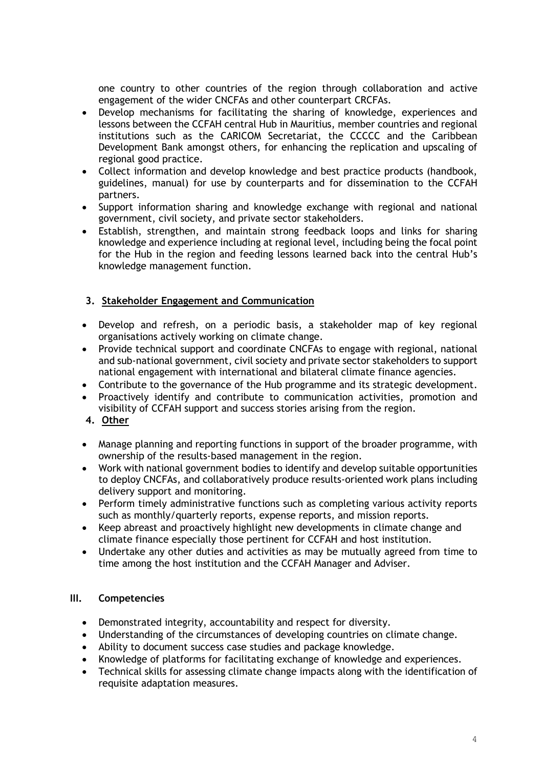one country to other countries of the region through collaboration and active engagement of the wider CNCFAs and other counterpart CRCFAs.

- Develop mechanisms for facilitating the sharing of knowledge, experiences and lessons between the CCFAH central Hub in Mauritius, member countries and regional institutions such as the CARICOM Secretariat, the CCCCC and the Caribbean Development Bank amongst others, for enhancing the replication and upscaling of regional good practice.
- Collect information and develop knowledge and best practice products (handbook, guidelines, manual) for use by counterparts and for dissemination to the CCFAH partners.
- Support information sharing and knowledge exchange with regional and national government, civil society, and private sector stakeholders.
- Establish, strengthen, and maintain strong feedback loops and links for sharing knowledge and experience including at regional level, including being the focal point for the Hub in the region and feeding lessons learned back into the central Hub's knowledge management function.

### 3. Stakeholder Engagement and Communication

- Develop and refresh, on a periodic basis, a stakeholder map of key regional organisations actively working on climate change.
- Provide technical support and coordinate CNCFAs to engage with regional, national and sub-national government, civil society and private sector stakeholders to support national engagement with international and bilateral climate finance agencies.
- Contribute to the governance of the Hub programme and its strategic development.
- Proactively identify and contribute to communication activities, promotion and visibility of CCFAH support and success stories arising from the region.

### 4. Other

- Manage planning and reporting functions in support of the broader programme, with ownership of the results-based management in the region.
- Work with national government bodies to identify and develop suitable opportunities to deploy CNCFAs, and collaboratively produce results-oriented work plans including delivery support and monitoring.
- Perform timely administrative functions such as completing various activity reports such as monthly/quarterly reports, expense reports, and mission reports.
- Keep abreast and proactively highlight new developments in climate change and climate finance especially those pertinent for CCFAH and host institution.
- Undertake any other duties and activities as may be mutually agreed from time to time among the host institution and the CCFAH Manager and Adviser.

## III. Competencies

- Demonstrated integrity, accountability and respect for diversity.
- Understanding of the circumstances of developing countries on climate change.
- Ability to document success case studies and package knowledge.
- Knowledge of platforms for facilitating exchange of knowledge and experiences.
- Technical skills for assessing climate change impacts along with the identification of requisite adaptation measures.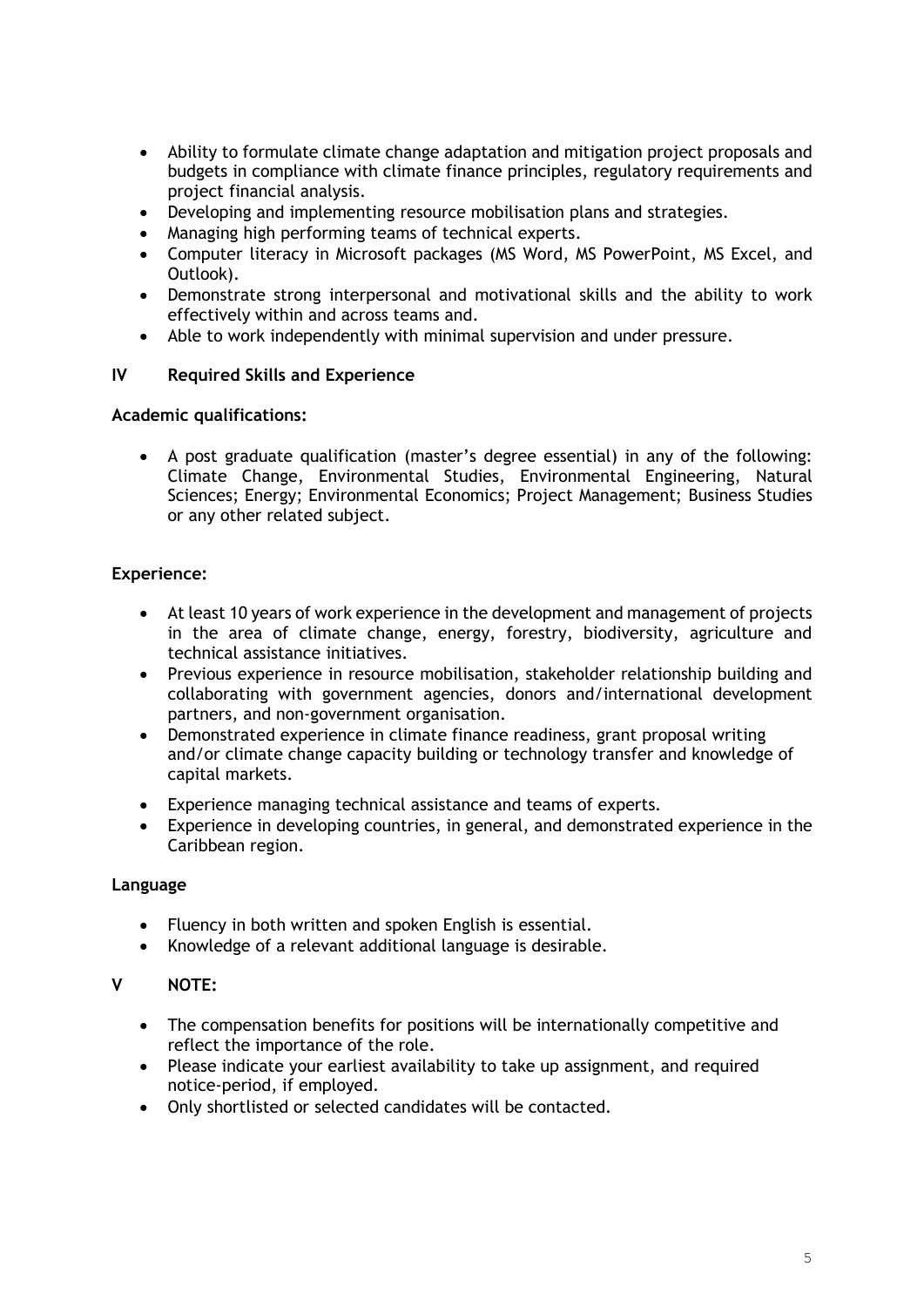- Ability to formulate climate change adaptation and mitigation project proposals and budgets in compliance with climate finance principles, regulatory requirements and project financial analysis.
- Developing and implementing resource mobilisation plans and strategies.
- Managing high performing teams of technical experts.
- Computer literacy in Microsoft packages (MS Word, MS PowerPoint, MS Excel, and Outlook).
- Demonstrate strong interpersonal and motivational skills and the ability to work effectively within and across teams and.
- Able to work independently with minimal supervision and under pressure.

## IV Required Skills and Experience

**Academic qualifications:**

- A post graduate qualification (master's degree essential) in any of the following: Climate Change, Environmental Studies, Environmental Engineering, Natural Sciences; Energy; Environmental Economics; Project Management; Business Studies or any other related subject.

**Experience:**

- At least 10 years of work experience in the development and management of projects in the area of climate change, energy, forestry, biodiversity, agriculture and technical assistance initiatives.
- Previous experience in resource mobilisation, stakeholder relationship building and collaborating with government agencies, donors and/international development partners, and non-government organisation.
- Demonstrated experience in climate finance readiness, grant proposal writing and/or climate change capacity building or technology transfer and knowledge of capital markets.
- Experience managing technical assistance and teams of experts.
- Experience in developing countries, in general, and demonstrated experience in the Caribbean region.

**Language**

- Fluency in both written and spoken English is essential.
- Knowledge of a relevant additional language is desirable.

## V NOTE:

- The compensation benefits for positions will be internationally competitive and reflect the importance of the role.
- Please indicate your earliest availability to take up assignment, and required notice-period, if employed.
- Only shortlisted or selected candidates will be contacted.